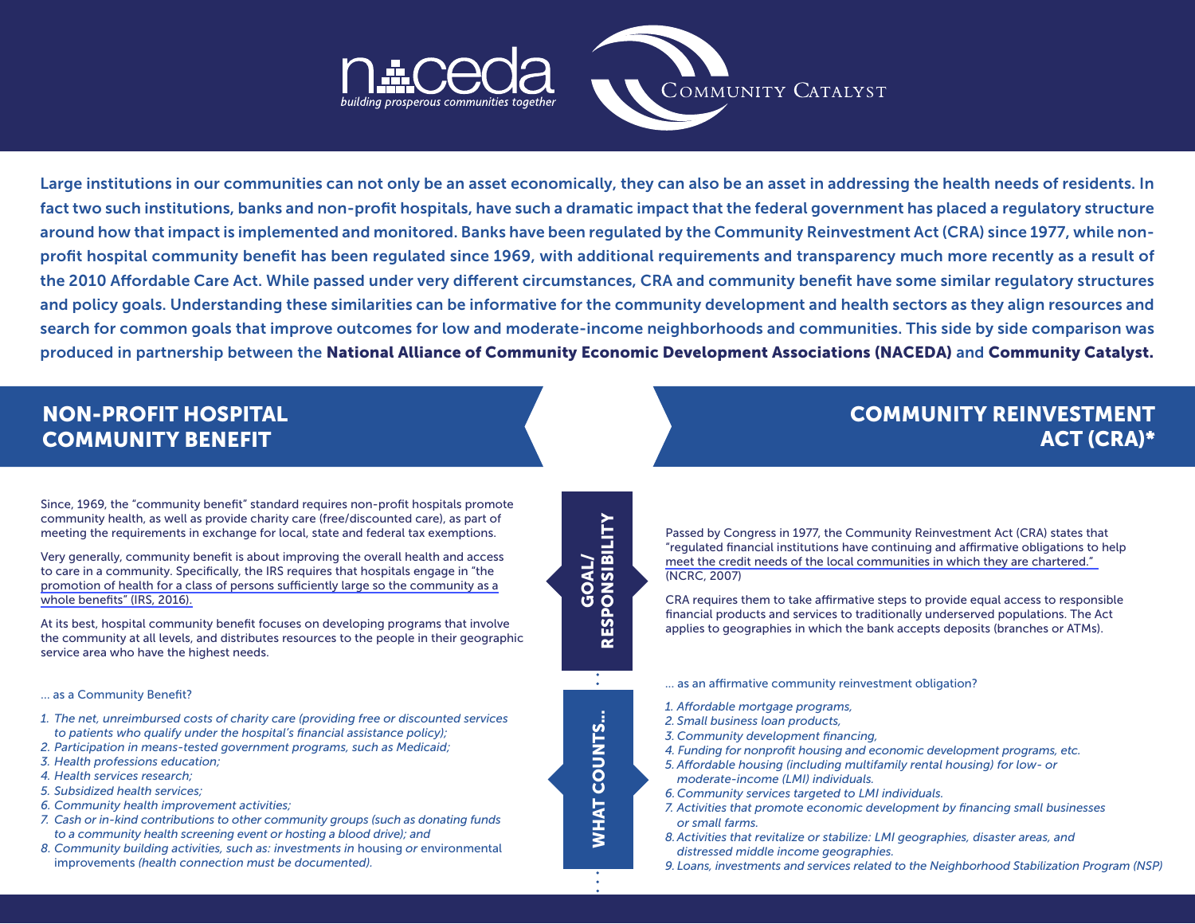naceda
*building prosperous communities together*

Community Catalyst

**Large institutions in our communities can not only be an asset economically, they can also be an asset in addressing the health needs of residents. In fact two such institutions, banks and non-profit hospitals, have such a dramatic impact that the federal government has placed a regulatory structure around how that impact is implemented and monitored. Banks have been regulated by the Community Reinvestment Act (CRA) since 1977, while non-profit hospital community benefit has been regulated since 1969, with additional requirements and transparency much more recently as a result of the 2010 Affordable Care Act. While passed under very different circumstances, CRA and community benefit have some similar regulatory structures and policy goals. Understanding these similarities can be informative for the community development and health sectors as they align resources and search for common goals that improve outcomes for low and moderate-income neighborhoods and communities. This side by side comparison was produced in partnership between the National Alliance of Community Economic Development Associations (NACEDA) and Community Catalyst.**

## NON-PROFIT HOSPITAL COMMUNITY BENEFIT

### GOAL/ RESPONSIBILITY

Since, 1969, the "community benefit" standard requires non-profit hospitals promote community health, as well as provide charity care (free/discounted care), as part of meeting the requirements in exchange for local, state and federal tax exemptions.

Very generally, community benefit is about improving the overall health and access to care in a community. Specifically, the IRS requires that hospitals engage in "the promotion of health for a class of persons sufficiently large so the community as a whole benefits" (IRS, 2016).

At its best, hospital community benefit focuses on developing programs that involve the community at all levels, and distributes resources to the people in their geographic service area who have the highest needs.

### WHAT COUNTS...

... as a Community Benefit?

1. *The net, unreimbursed costs of charity care (providing free or discounted services to patients who qualify under the hospital's financial assistance policy);*
2. *Participation in means-tested government programs, such as Medicaid;*
3. *Health professions education;*
4. *Health services research;*
5. *Subsidized health services;*
6. *Community health improvement activities;*
7. *Cash or in-kind contributions to other community groups (such as donating funds to a community health screening event or hosting a blood drive); and*
8. *Community building activities, such as: investments in* housing *or* environmental improvements *(health connection must be documented).*

## COMMUNITY REINVESTMENT ACT (CRA)*

### GOAL/ RESPONSIBILITY

Passed by Congress in 1977, the Community Reinvestment Act (CRA) states that "regulated financial institutions have continuing and affirmative obligations to help meet the credit needs of the local communities in which they are chartered." (NCRC, 2007)

CRA requires them to take affirmative steps to provide equal access to responsible financial products and services to traditionally underserved populations. The Act applies to geographies in which the bank accepts deposits (branches or ATMs).

### WHAT COUNTS...

... as an affirmative community reinvestment obligation?

1. *Affordable mortgage programs,*
2. *Small business loan products,*
3. *Community development financing,*
4. *Funding for nonprofit housing and economic development programs, etc.*
5. *Affordable housing (including multifamily rental housing) for low- or moderate-income (LMI) individuals.*
6. *Community services targeted to LMI individuals.*
7. *Activities that promote economic development by financing small businesses or small farms.*
8. *Activities that revitalize or stabilize: LMI geographies, disaster areas, and distressed middle income geographies.*
9. *Loans, investments and services related to the Neighborhood Stabilization Program (NSP)*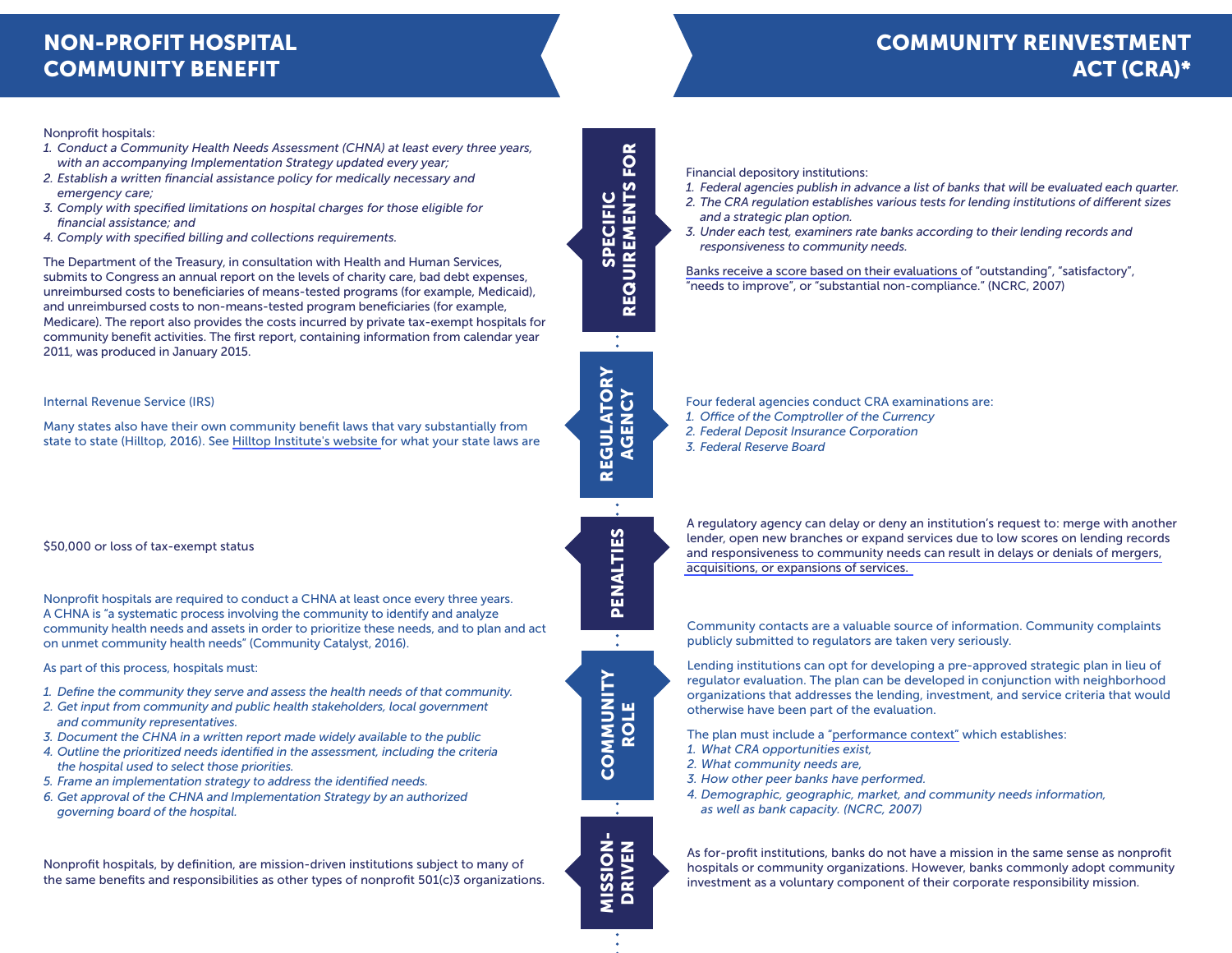| NON-PROFIT HOSPITAL COMMUNITY BENEFIT | | COMMUNITY REINVESTMENT ACT (CRA)* |
|---|---|---|
| Nonprofit hospitals:<br>1. *Conduct a Community Health Needs Assessment (CHNA) at least every three years, with an accompanying Implementation Strategy updated every year;*<br>2. *Establish a written financial assistance policy for medically necessary and emergency care;*<br>3. *Comply with specified limitations on hospital charges for those eligible for financial assistance; and*<br>4. *Comply with specified billing and collections requirements.*<br><br>The Department of the Treasury, in consultation with Health and Human Services, submits to Congress an annual report on the levels of charity care, bad debt expenses, unreimbursed costs to beneficiaries of means-tested programs (for example, Medicaid), and unreimbursed costs to non-means-tested program beneficiaries (for example, Medicare). The report also provides the costs incurred by private tax-exempt hospitals for community benefit activities. The first report, containing information from calendar year 2011, was produced in January 2015. | **SPECIFIC REQUIREMENTS FOR** | Financial depository institutions:<br>1. *Federal agencies publish in advance a list of banks that will be evaluated each quarter.*<br>2. *The CRA regulation establishes various tests for lending institutions of different sizes and a strategic plan option.*<br>3. *Under each test, examiners rate banks according to their lending records and responsiveness to community needs.*<br><br>Banks receive a score based on their evaluations of "outstanding", "satisfactory", "needs to improve", or "substantial non-compliance." (NCRC, 2007) |
| Internal Revenue Service (IRS)<br><br>Many states also have their own community benefit laws that vary substantially from state to state (Hilltop, 2016). See Hilltop Institute's website for what your state laws are | **REGULATORY AGENCY** | Four federal agencies conduct CRA examinations are:<br>1. *Office of the Comptroller of the Currency*<br>2. *Federal Deposit Insurance Corporation*<br>3. *Federal Reserve Board* |
| $50,000 or loss of tax-exempt status | **PENALTIES** | A regulatory agency can delay or deny an institution's request to: merge with another lender, open new branches or expand services due to low scores on lending records and responsiveness to community needs can result in delays or denials of mergers, acquisitions, or expansions of services. |
| Nonprofit hospitals are required to conduct a CHNA at least once every three years. A CHNA is "a systematic process involving the community to identify and analyze community health needs and assets in order to prioritize these needs, and to plan and act on unmet community health needs" (Community Catalyst, 2016).<br><br>As part of this process, hospitals must:<br>1. *Define the community they serve and assess the health needs of that community.*<br>2. *Get input from community and public health stakeholders, local government and community representatives.*<br>3. *Document the CHNA in a written report made widely available to the public*<br>4. *Outline the prioritized needs identified in the assessment, including the criteria the hospital used to select those priorities.*<br>5. *Frame an implementation strategy to address the identified needs.*<br>6. *Get approval of the CHNA and Implementation Strategy by an authorized governing board of the hospital.* | **COMMUNITY ROLE** | Community contacts are a valuable source of information. Community complaints publicly submitted to regulators are taken very seriously.<br><br>Lending institutions can opt for developing a pre-approved strategic plan in lieu of regulator evaluation. The plan can be developed in conjunction with neighborhood organizations that addresses the lending, investment, and service criteria that would otherwise have been part of the evaluation.<br><br>The plan must include a "performance context" which establishes:<br>1. *What CRA opportunities exist,*<br>2. *What community needs are,*<br>3. *How other peer banks have performed.*<br>4. *Demographic, geographic, market, and community needs information, as well as bank capacity. (NCRC, 2007)* |
| Nonprofit hospitals, by definition, are mission-driven institutions subject to many of the same benefits and responsibilities as other types of nonprofit 501(c)3 organizations. | **MISSION-DRIVEN** | As for-profit institutions, banks do not have a mission in the same sense as nonprofit hospitals or community organizations. However, banks commonly adopt community investment as a voluntary component of their corporate responsibility mission. |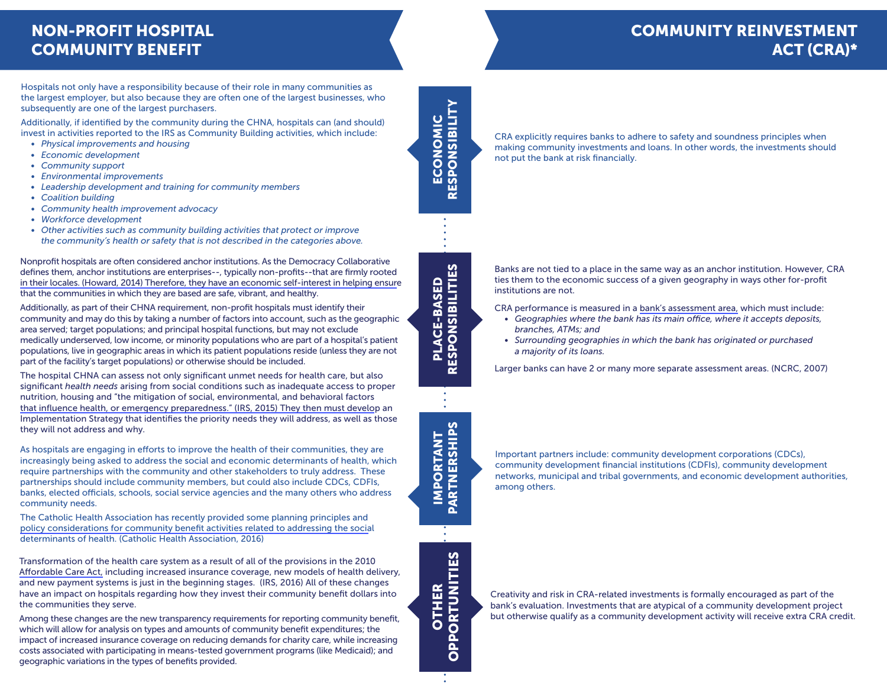# NON-PROFIT HOSPITAL COMMUNITY BENEFIT | COMMUNITY REINVESTMENT ACT (CRA)*

## ECONOMIC RESPONSIBILITY

**Non-Profit Hospital Community Benefit**

Hospitals not only have a responsibility because of their role in many communities as the largest employer, but also because they are often one of the largest businesses, who subsequently are one of the largest purchasers.

Additionally, if identified by the community during the CHNA, hospitals can (and should) invest in activities reported to the IRS as Community Building activities, which include:

- *Physical improvements and housing*
- *Economic development*
- *Community support*
- *Environmental improvements*
- *Leadership development and training for community members*
- *Coalition building*
- *Community health improvement advocacy*
- *Workforce development*
- *Other activities such as community building activities that protect or improve the community's health or safety that is not described in the categories above.*

**Community Reinvestment Act (CRA)**

CRA explicitly requires banks to adhere to safety and soundness principles when making community investments and loans. In other words, the investments should not put the bank at risk financially.

## PLACE-BASED RESPONSIBILITIES

**Non-Profit Hospital Community Benefit**

Nonprofit hospitals are often considered anchor institutions. As the Democracy Collaborative defines them, anchor institutions are enterprises--, typically non-profits--that are firmly rooted in their locales. (Howard, 2014) Therefore, they have an economic self-interest in helping ensure that the communities in which they are based are safe, vibrant, and healthy.

Additionally, as part of their CHNA requirement, non-profit hospitals must identify their community and may do this by taking a number of factors into account, such as the geographic area served; target populations; and principal hospital functions, but may not exclude medically underserved, low income, or minority populations who are part of a hospital's patient populations, live in geographic areas in which its patient populations reside (unless they are not part of the facility's target populations) or otherwise should be included.

The hospital CHNA can assess not only significant unmet needs for health care, but also significant *health needs* arising from social conditions such as inadequate access to proper nutrition, housing and "the mitigation of social, environmental, and behavioral factors that influence health, or emergency preparedness." (IRS, 2015) They then must develop an Implementation Strategy that identifies the priority needs they will address, as well as those they will not address and why.

**Community Reinvestment Act (CRA)**

Banks are not tied to a place in the same way as an anchor institution. However, CRA ties them to the economic success of a given geography in ways other for-profit institutions are not.

CRA performance is measured in a bank's assessment area, which must include:

- *Geographies where the bank has its main office, where it accepts deposits, branches, ATMs; and*
- *Surrounding geographies in which the bank has originated or purchased a majority of its loans.*

Larger banks can have 2 or many more separate assessment areas. (NCRC, 2007)

## IMPORTANT PARTNERSHIPS

**Non-Profit Hospital Community Benefit**

As hospitals are engaging in efforts to improve the health of their communities, they are increasingly being asked to address the social and economic determinants of health, which require partnerships with the community and other stakeholders to truly address. These partnerships should include community members, but could also include CDCs, CDFIs, banks, elected officials, schools, social service agencies and the many others who address community needs.

The Catholic Health Association has recently provided some planning principles and policy considerations for community benefit activities related to addressing the social determinants of health. (Catholic Health Association, 2016)

**Community Reinvestment Act (CRA)**

Important partners include: community development corporations (CDCs), community development financial institutions (CDFIs), community development networks, municipal and tribal governments, and economic development authorities, among others.

## OTHER OPPORTUNITIES

**Non-Profit Hospital Community Benefit**

Transformation of the health care system as a result of all of the provisions in the 2010 Affordable Care Act, including increased insurance coverage, new models of health delivery, and new payment systems is just in the beginning stages. (IRS, 2016) All of these changes have an impact on hospitals regarding how they invest their community benefit dollars into the communities they serve.

Among these changes are the new transparency requirements for reporting community benefit, which will allow for analysis on types and amounts of community benefit expenditures; the impact of increased insurance coverage on reducing demands for charity care, while increasing costs associated with participating in means-tested government programs (like Medicaid); and geographic variations in the types of benefits provided.

**Community Reinvestment Act (CRA)**

Creativity and risk in CRA-related investments is formally encouraged as part of the bank's evaluation. Investments that are atypical of a community development project but otherwise qualify as a community development activity will receive extra CRA credit.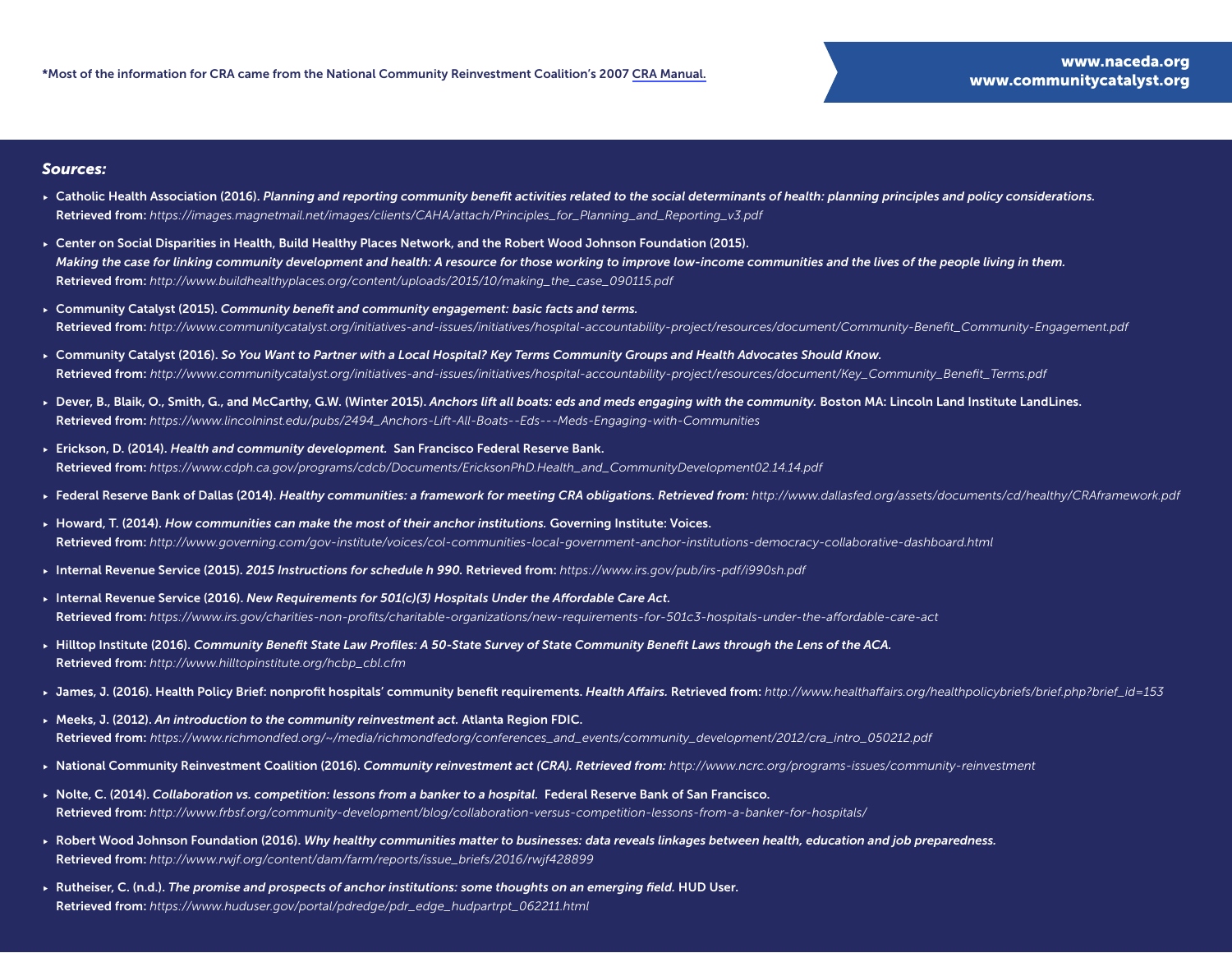*Most of the information for CRA came from the National Community Reinvestment Coalition's 2007 CRA Manual.

**www.naceda.org**
**www.communitycatalyst.org**

***Sources:***

- **Catholic Health Association (2016).** ***Planning and reporting community benefit activities related to the social determinants of health: planning principles and policy considerations.*** **Retrieved from:** *https://images.magnetmail.net/images/clients/CAHA/attach/Principles_for_Planning_and_Reporting_v3.pdf*
- **Center on Social Disparities in Health, Build Healthy Places Network, and the Robert Wood Johnson Foundation (2015).** ***Making the case for linking community development and health: A resource for those working to improve low-income communities and the lives of the people living in them.*** **Retrieved from:** *http://www.buildhealthyplaces.org/content/uploads/2015/10/making_the_case_090115.pdf*
- **Community Catalyst (2015).** ***Community benefit and community engagement: basic facts and terms.*** **Retrieved from:** *http://www.communitycatalyst.org/initiatives-and-issues/initiatives/hospital-accountability-project/resources/document/Community-Benefit_Community-Engagement.pdf*
- **Community Catalyst (2016).** ***So You Want to Partner with a Local Hospital? Key Terms Community Groups and Health Advocates Should Know.*** **Retrieved from:** *http://www.communitycatalyst.org/initiatives-and-issues/initiatives/hospital-accountability-project/resources/document/Key_Community_Benefit_Terms.pdf*
- **Dever, B., Blaik, O., Smith, G., and McCarthy, G.W. (Winter 2015).** ***Anchors lift all boats: eds and meds engaging with the community.*** **Boston MA: Lincoln Land Institute LandLines. Retrieved from:** *https://www.lincolninst.edu/pubs/2494_Anchors-Lift-All-Boats--Eds---Meds-Engaging-with-Communities*
- **Erickson, D. (2014).** ***Health and community development.*** **San Francisco Federal Reserve Bank. Retrieved from:** *https://www.cdph.ca.gov/programs/cdcb/Documents/EricksonPhD.Health_and_CommunityDevelopment02.14.14.pdf*
- **Federal Reserve Bank of Dallas (2014).** ***Healthy communities: a framework for meeting CRA obligations. Retrieved from:*** *http://www.dallasfed.org/assets/documents/cd/healthy/CRAframework.pdf*
- **Howard, T. (2014).** ***How communities can make the most of their anchor institutions.*** **Governing Institute: Voices. Retrieved from:** *http://www.governing.com/gov-institute/voices/col-communities-local-government-anchor-institutions-democracy-collaborative-dashboard.html*
- **Internal Revenue Service (2015).** ***2015 Instructions for schedule h 990.*** **Retrieved from:** *https://www.irs.gov/pub/irs-pdf/i990sh.pdf*
- **Internal Revenue Service (2016).** ***New Requirements for 501(c)(3) Hospitals Under the Affordable Care Act.*** **Retrieved from:** *https://www.irs.gov/charities-non-profits/charitable-organizations/new-requirements-for-501c3-hospitals-under-the-affordable-care-act*
- **Hilltop Institute (2016).** ***Community Benefit State Law Profiles: A 50-State Survey of State Community Benefit Laws through the Lens of the ACA.*** **Retrieved from:** *http://www.hilltopinstitute.org/hcbp_cbl.cfm*
- **James, J. (2016). Health Policy Brief: nonprofit hospitals' community benefit requirements.** ***Health Affairs.*** **Retrieved from:** *http://www.healthaffairs.org/healthpolicybriefs/brief.php?brief_id=153*
- **Meeks, J. (2012).** ***An introduction to the community reinvestment act.*** **Atlanta Region FDIC. Retrieved from:** *https://www.richmondfed.org/~/media/richmondfedorg/conferences_and_events/community_development/2012/cra_intro_050212.pdf*
- **National Community Reinvestment Coalition (2016).** ***Community reinvestment act (CRA). Retrieved from:*** *http://www.ncrc.org/programs-issues/community-reinvestment*
- **Nolte, C. (2014).** ***Collaboration vs. competition: lessons from a banker to a hospital.*** **Federal Reserve Bank of San Francisco. Retrieved from:** *http://www.frbsf.org/community-development/blog/collaboration-versus-competition-lessons-from-a-banker-to-a-hospitals/*
- **Robert Wood Johnson Foundation (2016).** ***Why healthy communities matter to businesses: data reveals linkages between health, education and job preparedness.*** **Retrieved from:** *http://www.rwjf.org/content/dam/farm/reports/issue_briefs/2016/rwjf428899*
- **Rutheiser, C. (n.d.).** ***The promise and prospects of anchor institutions: some thoughts on an emerging field.*** **HUD User. Retrieved from:** *https://www.huduser.gov/portal/pdredge/pdr_edge_hudpartrpt_062211.html*